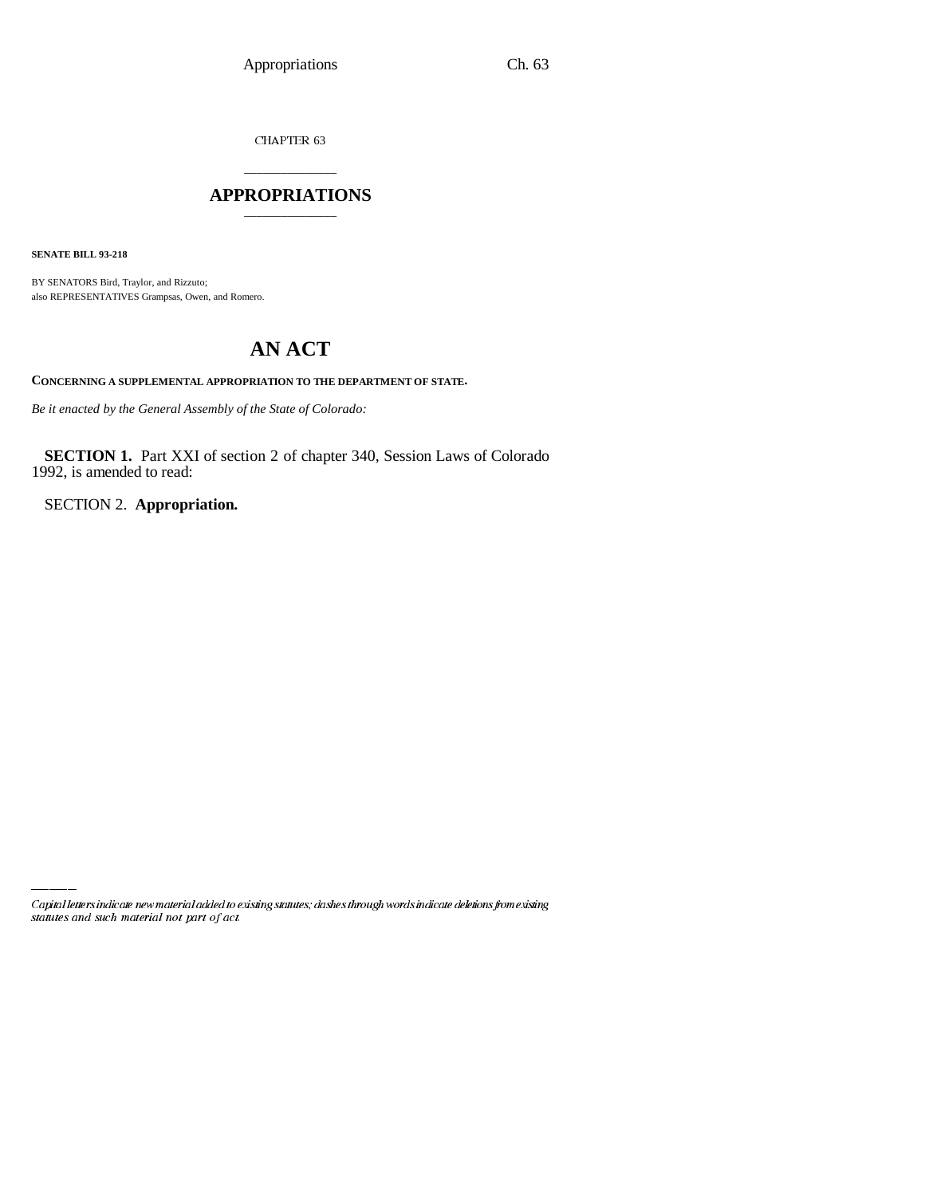CHAPTER 63

# APPROPRIATIONS

**SENATE BILL 93-218**

BY SENATORS Bird, Traylor, and Rizzuto;
also REPRESENTATIVES Grampsas, Owen, and Romero.

# AN ACT

**CONCERNING A SUPPLEMENTAL APPROPRIATION TO THE DEPARTMENT OF STATE.**

*Be it enacted by the General Assembly of the State of Colorado:*

**SECTION 1.** Part XXI of section 2 of chapter 340, Session Laws of Colorado 1992, is amended to read:

SECTION 2. **Appropriation.**

*Capital letters indicate new material added to existing statutes; dashes through words indicate deletions from existing statutes and such material not part of act.*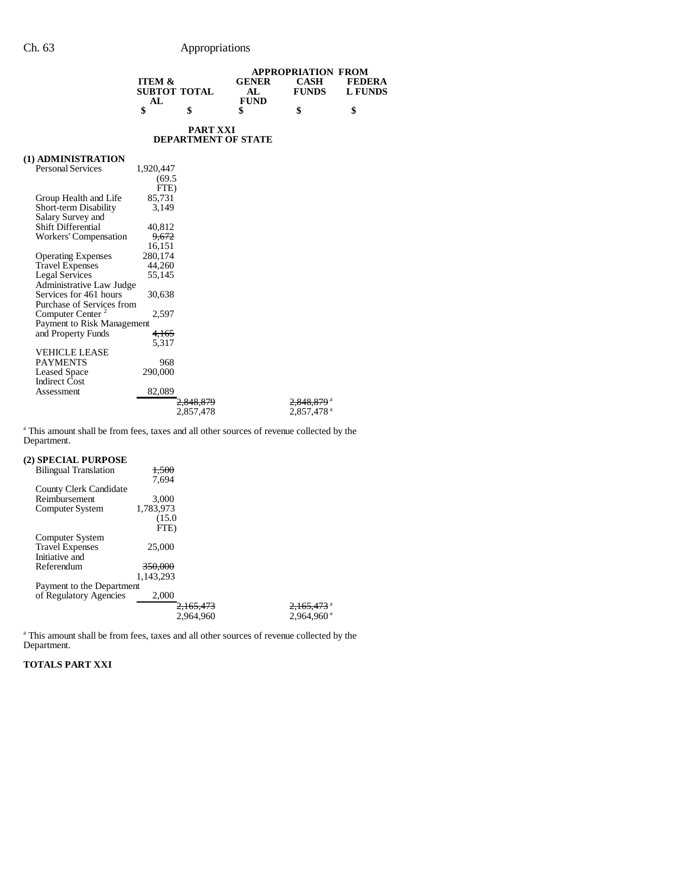| | ITEM & SUBTOTAL | TOTAL | APPROPRIATION FROM GENERAL FUND | CASH FUNDS | FEDERAL FUNDS |
|---|---|---|---|---|---|
| | $ | $ | $ | $ | $ |

**PART XXI**
**DEPARTMENT OF STATE**

| | ITEM & SUBTOTAL | TOTAL | GENERAL FUND | CASH FUNDS | FEDERAL FUNDS |
|---|---|---|---|---|---|
| **(1) ADMINISTRATION** | | | | | |
| Personal Services | 1,920,447 (69.5 FTE) | | | | |
| Group Health and Life | 85,731 | | | | |
| Short-term Disability | 3,149 | | | | |
| Salary Survey and Shift Differential | 40,812 | | | | |
| Workers' Compensation | ~~9,672~~ 16,151 | | | | |
| Operating Expenses | 280,174 | | | | |
| Travel Expenses | 44,260 | | | | |
| Legal Services | 55,145 | | | | |
| Administrative Law Judge Services for 461 hours | 30,638 | | | | |
| Purchase of Services from Computer Center [2] | 2,597 | | | | |
| Payment to Risk Management and Property Funds | ~~4,165~~ 5,317 | | | | |
| VEHICLE LEASE PAYMENTS | 968 | | | | |
| Leased Space | 290,000 | | | | |
| Indirect Cost Assessment | 82,089 | | | | |
| | | ~~2,848,879~~ 2,857,478 | | ~~2,848,879~~[a] 2,857,478[a] | |

[a] This amount shall be from fees, taxes and all other sources of revenue collected by the Department.

| | ITEM & SUBTOTAL | TOTAL | GENERAL FUND | CASH FUNDS | FEDERAL FUNDS |
|---|---|---|---|---|---|
| **(2) SPECIAL PURPOSE** | | | | | |
| Bilingual Translation | ~~1,500~~ 7,694 | | | | |
| County Clerk Candidate Reimbursement | 3,000 | | | | |
| Computer System | 1,783,973 (15.0 FTE) | | | | |
| Computer System Travel Expenses | 25,000 | | | | |
| Initiative and Referendum | ~~350,000~~ 1,143,293 | | | | |
| Payment to the Department of Regulatory Agencies | 2,000 | | | | |
| | | ~~2,165,473~~ 2,964,960 | | ~~2,165,473~~[a] 2,964,960[a] | |

[a] This amount shall be from fees, taxes and all other sources of revenue collected by the Department.

**TOTALS PART XXI**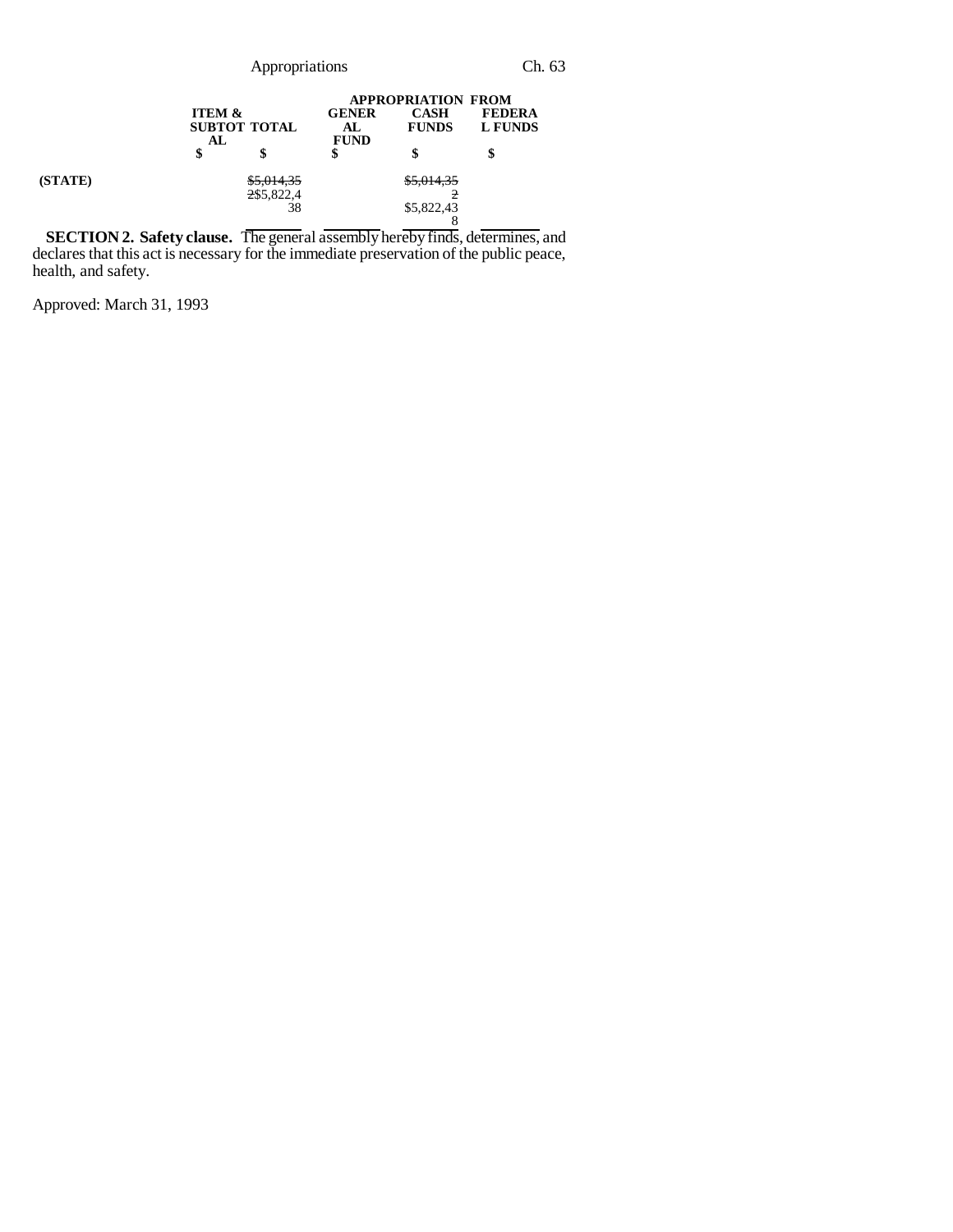| | APPROPRIATION FROM | | | | |
|---|---|---|---|---|---|
| | ITEM & SUBTOTAL | TOTAL | GENERAL FUND | CASH FUNDS | FEDERAL FUNDS |
| | $ | $ | $ | $ | $ |
| (STATE) | | ~~$5,014,352~~ $5,822,438 | | ~~$5,014,352~~ $5,822,438 | |

**SECTION 2. Safety clause.** The general assembly hereby finds, determines, and declares that this act is necessary for the immediate preservation of the public peace, health, and safety.

Approved: March 31, 1993